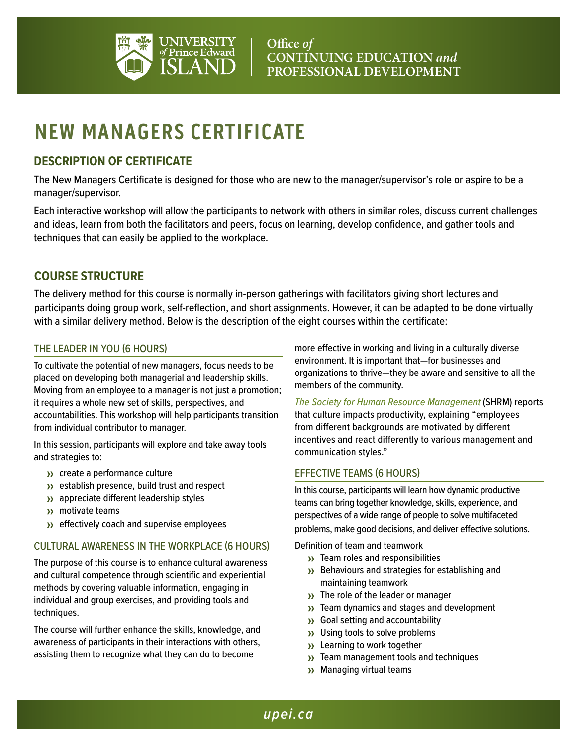Office *of* CONTINUING EDUCATION *and* PROFESSIONAL DEVELOPMENT

# NEW MANAGERS CERTIFICATE

## DESCRIPTION OF CERTIFICATE

The New Managers Certificate is designed for those who are new to the manager/supervisor's role or aspire to be a manager/supervisor.

Each interactive workshop will allow the participants to network with others in similar roles, discuss current challenges and ideas, learn from both the facilitators and peers, focus on learning, develop confidence, and gather tools and techniques that can easily be applied to the workplace.

## COURSE STRUCTURE

The delivery method for this course is normally in-person gatherings with facilitators giving short lectures and participants doing group work, self-reflection, and short assignments. However, it can be adapted to be done virtually with a similar delivery method. Below is the description of the eight courses within the certificate:

### THE LEADER IN YOU (6 HOURS)

To cultivate the potential of new managers, focus needs to be placed on developing both managerial and leadership skills. Moving from an employee to a manager is not just a promotion; it requires a whole new set of skills, perspectives, and accountabilities. This workshop will help participants transition from individual contributor to manager.

In this session, participants will explore and take away tools and strategies to:

- create a performance culture
- establish presence, build trust and respect
- appreciate different leadership styles
- motivate teams
- effectively coach and supervise employees

### CULTURAL AWARENESS IN THE WORKPLACE (6 HOURS)

The purpose of this course is to enhance cultural awareness and cultural competence through scientific and experiential methods by covering valuable information, engaging in individual and group exercises, and providing tools and techniques.

The course will further enhance the skills, knowledge, and awareness of participants in their interactions with others, assisting them to recognize what they can do to become more effective in working and living in a culturally diverse environment. It is important that—for businesses and organizations to thrive—they be aware and sensitive to all the members of the community.

*The Society for Human Resource Management* (SHRM) reports that culture impacts productivity, explaining "employees from different backgrounds are motivated by different incentives and react differently to various management and communication styles."

### EFFECTIVE TEAMS (6 HOURS)

In this course, participants will learn how dynamic productive teams can bring together knowledge, skills, experience, and perspectives of a wide range of people to solve multifaceted problems, make good decisions, and deliver effective solutions.

Definition of team and teamwork

- Team roles and responsibilities
- Behaviours and strategies for establishing and maintaining teamwork
- The role of the leader or manager
- Team dynamics and stages and development
- Goal setting and accountability
- Using tools to solve problems
- Learning to work together
- Team management tools and techniques
- Managing virtual teams

*upei.ca*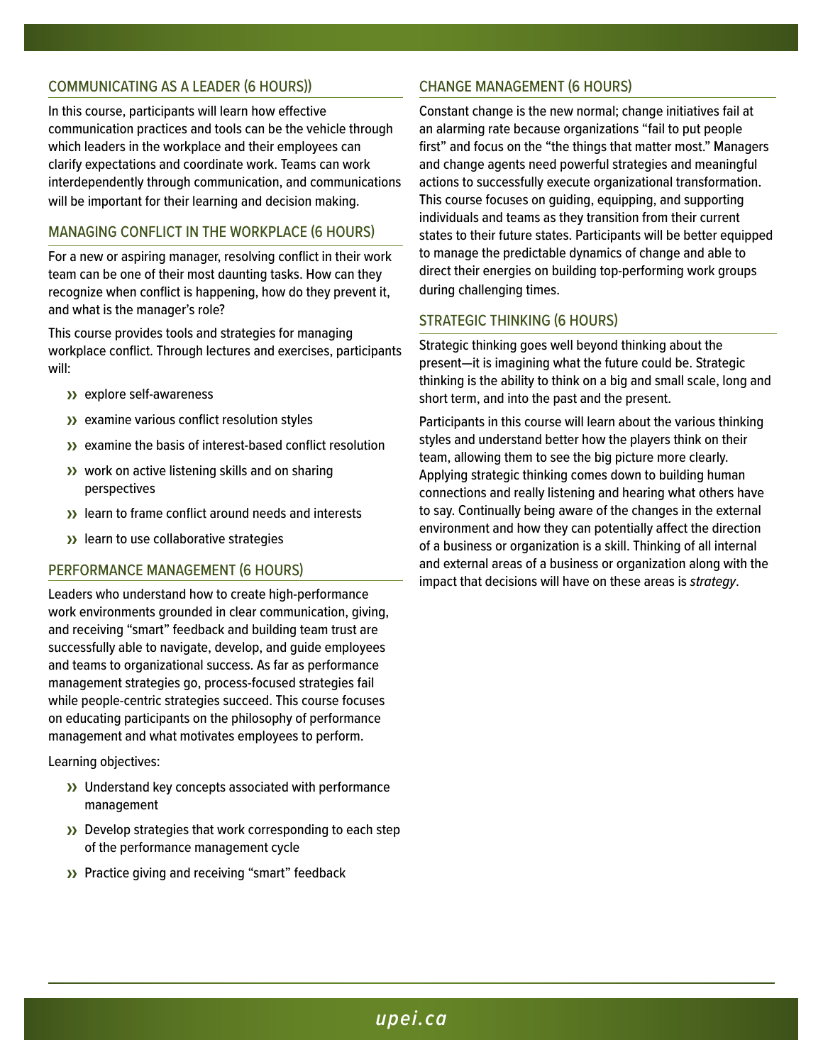## COMMUNICATING AS A LEADER (6 HOURS))

In this course, participants will learn how effective communication practices and tools can be the vehicle through which leaders in the workplace and their employees can clarify expectations and coordinate work. Teams can work interdependently through communication, and communications will be important for their learning and decision making.

## MANAGING CONFLICT IN THE WORKPLACE (6 HOURS)

For a new or aspiring manager, resolving conflict in their work team can be one of their most daunting tasks. How can they recognize when conflict is happening, how do they prevent it, and what is the manager's role?

This course provides tools and strategies for managing workplace conflict. Through lectures and exercises, participants will:

- explore self-awareness
- examine various conflict resolution styles
- examine the basis of interest-based conflict resolution
- work on active listening skills and on sharing perspectives
- learn to frame conflict around needs and interests
- learn to use collaborative strategies

## PERFORMANCE MANAGEMENT (6 HOURS)

Leaders who understand how to create high-performance work environments grounded in clear communication, giving, and receiving "smart" feedback and building team trust are successfully able to navigate, develop, and guide employees and teams to organizational success. As far as performance management strategies go, process-focused strategies fail while people-centric strategies succeed. This course focuses on educating participants on the philosophy of performance management and what motivates employees to perform.

Learning objectives:

- Understand key concepts associated with performance management
- Develop strategies that work corresponding to each step of the performance management cycle
- Practice giving and receiving "smart" feedback

## CHANGE MANAGEMENT (6 HOURS)

Constant change is the new normal; change initiatives fail at an alarming rate because organizations "fail to put people first" and focus on the "the things that matter most." Managers and change agents need powerful strategies and meaningful actions to successfully execute organizational transformation. This course focuses on guiding, equipping, and supporting individuals and teams as they transition from their current states to their future states. Participants will be better equipped to manage the predictable dynamics of change and able to direct their energies on building top-performing work groups during challenging times.

## STRATEGIC THINKING (6 HOURS)

Strategic thinking goes well beyond thinking about the present—it is imagining what the future could be. Strategic thinking is the ability to think on a big and small scale, long and short term, and into the past and the present.

Participants in this course will learn about the various thinking styles and understand better how the players think on their team, allowing them to see the big picture more clearly. Applying strategic thinking comes down to building human connections and really listening and hearing what others have to say. Continually being aware of the changes in the external environment and how they can potentially affect the direction of a business or organization is a skill. Thinking of all internal and external areas of a business or organization along with the impact that decisions will have on these areas is *strategy*.